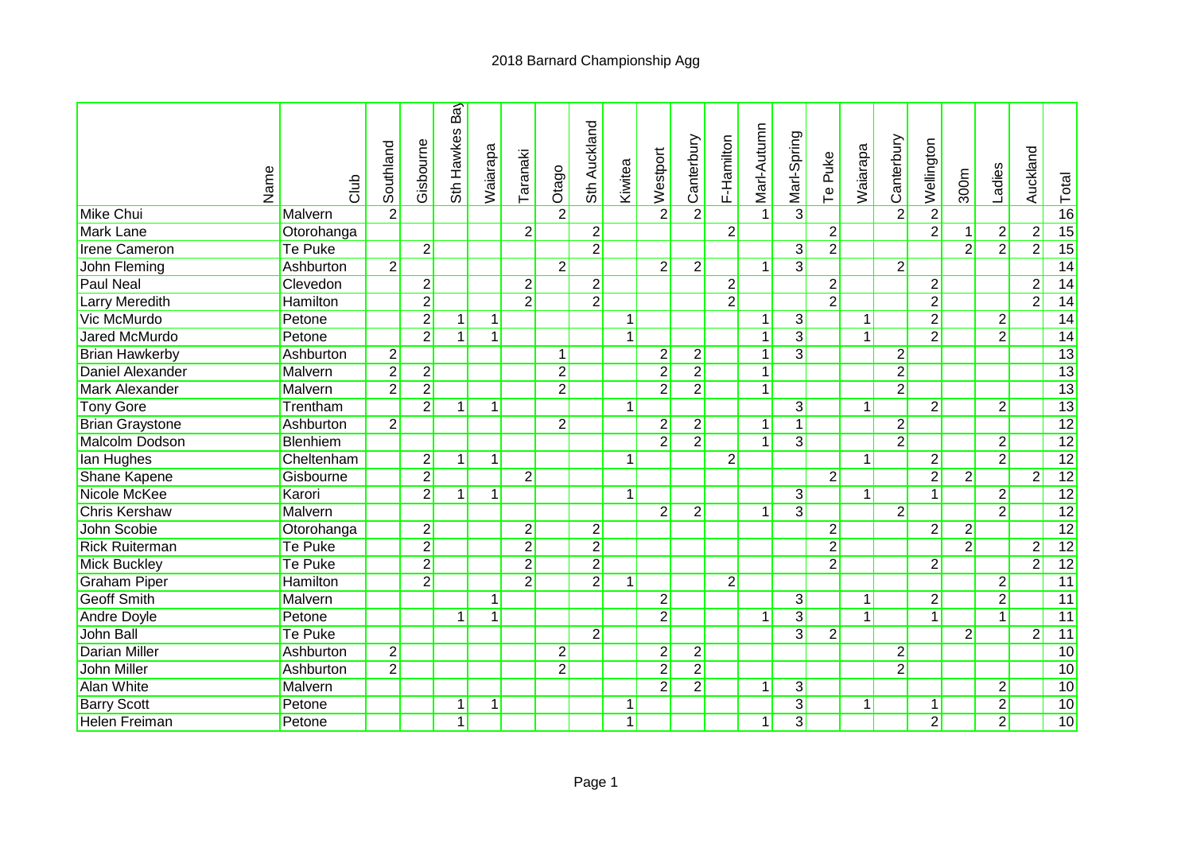# 2018 Barnard Championship Agg

| Name | Club | Southland | Gisbourne | Sth Hawkes Bay | Wairarapa | Taranaki | Otago | Sth Auckland | Kiwitea | Westport | Canterbury | F-Hamilton | Marl-Autumn | Marl-Spring | Te Puke | Waiarapa | Canterbury | Wellington | 300m | Ladies | Auckland | Total |
|---|---|---|---|---|---|---|---|---|---|---|---|---|---|---|---|---|---|---|---|---|---|---|
| Mike Chui | Malvern | 2 | | | | | 2 | | | 2 | 2 | | 1 | 3 | | | 2 | 2 | | | | 16 |
| Mark Lane | Otorohanga | | | | | 2 | | 2 | | | | 2 | | | 2 | | | 2 | 1 | 2 | 2 | 15 |
| Irene Cameron | Te Puke | | 2 | | | | | 2 | | | | | | 3 | 2 | | | | 2 | 2 | 2 | 15 |
| John Fleming | Ashburton | 2 | | | | | 2 | | | 2 | 2 | | 1 | 3 | | | 2 | | | | | 14 |
| Paul Neal | Clevedon | | 2 | | | 2 | | 2 | | | | 2 | | | 2 | | | 2 | | | 2 | 14 |
| Larry Meredith | Hamilton | | 2 | | | 2 | | 2 | | | | 2 | | | 2 | | | 2 | | | 2 | 14 |
| Vic McMurdo | Petone | | 2 | 1 | 1 | | | | 1 | | | | 1 | 3 | | 1 | | 2 | | 2 | | 14 |
| Jared McMurdo | Petone | | 2 | 1 | 1 | | | | 1 | | | | 1 | 3 | | 1 | | 2 | | 2 | | 14 |
| Brian Hawkerby | Ashburton | 2 | | | | | 1 | | | 2 | 2 | | 1 | 3 | | | 2 | | | | | 13 |
| Daniel Alexander | Malvern | 2 | 2 | | | | 2 | | | 2 | 2 | | 1 | | | | 2 | | | | | 13 |
| Mark Alexander | Malvern | 2 | 2 | | | | 2 | | | 2 | 2 | | 1 | | | | 2 | | | | | 13 |
| Tony Gore | Trentham | | 2 | 1 | 1 | | | | 1 | | | | | 3 | | 1 | | 2 | | 2 | | 13 |
| Brian Graystone | Ashburton | 2 | | | | | 2 | | | 2 | 2 | | 1 | 1 | | | 2 | | | | | 12 |
| Malcolm Dodson | Blenhiem | | | | | | | | | 2 | 2 | | 1 | 3 | | | 2 | | | 2 | | 12 |
| Ian Hughes | Cheltenham | | 2 | 1 | 1 | | | | 1 | | | 2 | | | | 1 | | 2 | | 2 | | 12 |
| Shane Kapene | Gisbourne | | 2 | | | 2 | | | | | | | | | 2 | | | 2 | 2 | | 2 | 12 |
| Nicole McKee | Karori | | 2 | 1 | 1 | | | | 1 | | | | | 3 | | 1 | | 1 | | 2 | | 12 |
| Chris Kershaw | Malvern | | | | | | | | | 2 | 2 | | 1 | 3 | | | 2 | | | 2 | | 12 |
| John Scobie | Otorohanga | | 2 | | | 2 | | 2 | | | | | | | 2 | | | 2 | 2 | | | 12 |
| Rick Ruiterman | Te Puke | | 2 | | | 2 | | 2 | | | | | | | 2 | | | | 2 | | 2 | 12 |
| Mick Buckley | Te Puke | | 2 | | | 2 | | 2 | | | | | | | 2 | | | 2 | | | 2 | 12 |
| Graham Piper | Hamilton | | 2 | | | 2 | | 2 | 1 | | | 2 | | | | | | | | 2 | | 11 |
| Geoff Smith | Malvern | | | | 1 | | | | | 2 | | | | 3 | | 1 | | 2 | | 2 | | 11 |
| Andre Doyle | Petone | | | 1 | 1 | | | | | 2 | | | 1 | 3 | | 1 | | 1 | | 1 | | 11 |
| John Ball | Te Puke | | | | | | | 2 | | | | | | 3 | 2 | | | | 2 | | 2 | 11 |
| Darian Miller | Ashburton | 2 | | | | | 2 | | | 2 | 2 | | | | | | 2 | | | | | 10 |
| John Miller | Ashburton | 2 | | | | | 2 | | | 2 | 2 | | | | | | 2 | | | | | 10 |
| Alan White | Malvern | | | | | | | | | 2 | 2 | | 1 | 3 | | | | | | 2 | | 10 |
| Barry Scott | Petone | | | 1 | 1 | | | | 1 | | | | | 3 | | 1 | | 1 | | 2 | | 10 |
| Helen Freiman | Petone | | | 1 | | | | | 1 | | | | 1 | 3 | | | | 2 | | 2 | | 10 |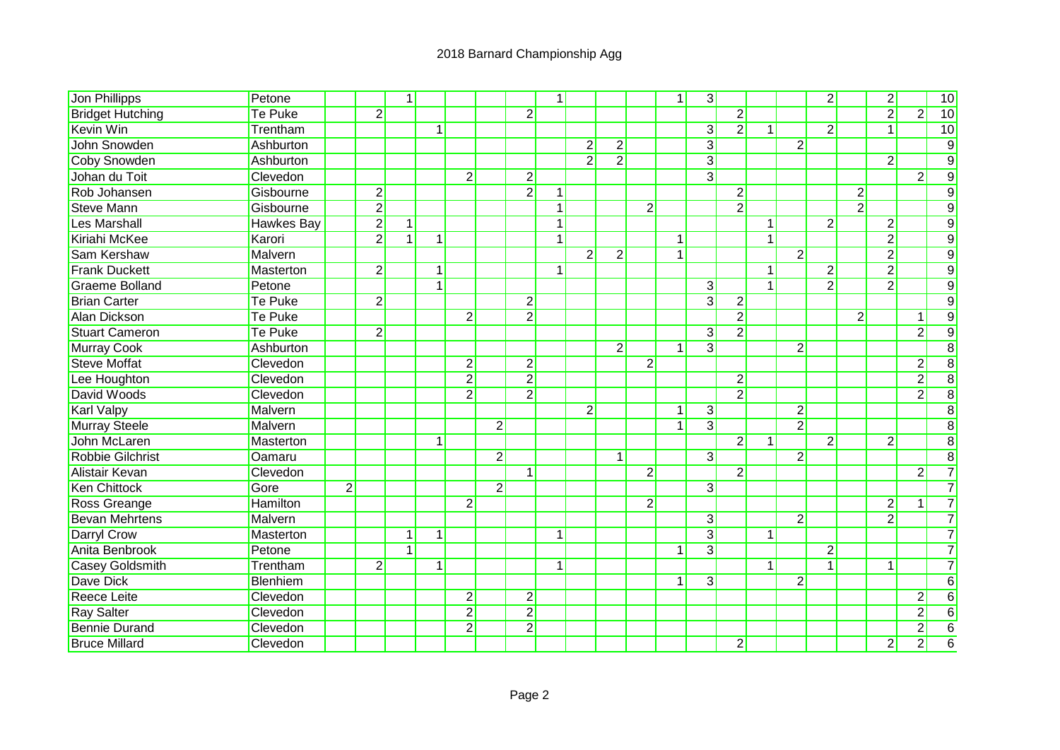# 2018 Barnard Championship Agg

| | | | | | | | | | | | | | | | | | | | | | | |
|---|---|---|---|---|---|---|---|---|---|---|---|---|---|---|---|---|---|---|---|---|---|---|
| Jon Phillipps | Petone | | | 1 | | | | | 1 | | | | 1 | 3 | | | | 2 | | 2 | | 10 |
| Bridget Hutching | Te Puke | | 2 | | | | | 2 | | | | | | | 2 | | | | | 2 | 2 | 10 |
| Kevin Win | Trentham | | | | 1 | | | | | | | | | 3 | 2 | 1 | | 2 | | 1 | | 10 |
| John Snowden | Ashburton | | | | | | | | | 2 | 2 | | | 3 | | | 2 | | | | | 9 |
| Coby Snowden | Ashburton | | | | | | | | | 2 | 2 | | | 3 | | | | | | 2 | | 9 |
| Johan du Toit | Clevedon | | | | | 2 | | 2 | | | | | | 3 | | | | | | | 2 | 9 |
| Rob Johansen | Gisbourne | | 2 | | | | | 2 | 1 | | | | | | 2 | | | | 2 | | | 9 |
| Steve Mann | Gisbourne | | 2 | | | | | | 1 | | | 2 | | | 2 | | | | 2 | | | 9 |
| Les Marshall | Hawkes Bay | | 2 | 1 | | | | | 1 | | | | | | | 1 | | 2 | | 2 | | 9 |
| Kiriahi McKee | Karori | | 2 | 1 | 1 | | | | 1 | | | | 1 | | | 1 | | | | 2 | | 9 |
| Sam Kershaw | Malvern | | | | | | | | | 2 | 2 | | 1 | | | | 2 | | | 2 | | 9 |
| Frank Duckett | Masterton | | 2 | | 1 | | | | 1 | | | | | | | 1 | | 2 | | 2 | | 9 |
| Graeme Bolland | Petone | | | | 1 | | | | | | | | | 3 | | 1 | | 2 | | 2 | | 9 |
| Brian Carter | Te Puke | | 2 | | | | | 2 | | | | | | 3 | 2 | | | | | | | 9 |
| Alan Dickson | Te Puke | | | | | 2 | | 2 | | | | | | | 2 | | | | 2 | | 1 | 9 |
| Stuart Cameron | Te Puke | | 2 | | | | | | | | | | | 3 | 2 | | | | | | 2 | 9 |
| Murray Cook | Ashburton | | | | | | | | | | 2 | | 1 | 3 | | | 2 | | | | | 8 |
| Steve Moffat | Clevedon | | | | | 2 | | 2 | | | | 2 | | | | | | | | | 2 | 8 |
| Lee Houghton | Clevedon | | | | | 2 | | 2 | | | | | | | 2 | | | | | | 2 | 8 |
| David Woods | Clevedon | | | | | 2 | | 2 | | | | | | | 2 | | | | | | 2 | 8 |
| Karl Valpy | Malvern | | | | | | | | | 2 | | | 1 | 3 | | | 2 | | | | | 8 |
| Murray Steele | Malvern | | | | | | 2 | | | | | | 1 | 3 | | | 2 | | | | | 8 |
| John McLaren | Masterton | | | | 1 | | | | | | | | | | 2 | 1 | | 2 | | 2 | | 8 |
| Robbie Gilchrist | Oamaru | | | | | | 2 | | | | 1 | | | 3 | | | 2 | | | | | 8 |
| Alistair Kevan | Clevedon | | | | | | | 1 | | | | 2 | | | 2 | | | | | | 2 | 7 |
| Ken Chittock | Gore | 2 | | | | | 2 | | | | | | | 3 | | | | | | | | 7 |
| Ross Greange | Hamilton | | | | | 2 | | | | | | 2 | | | | | | | | 2 | 1 | 7 |
| Bevan Mehrtens | Malvern | | | | | | | | | | | | | 3 | | | 2 | | | 2 | | 7 |
| Darryl Crow | Masterton | | | 1 | 1 | | | | 1 | | | | | 3 | | 1 | | | | | | 7 |
| Anita Benbrook | Petone | | | 1 | | | | | | | | | 1 | 3 | | | | 2 | | | | 7 |
| Casey Goldsmith | Trentham | | 2 | | 1 | | | | 1 | | | | | | | 1 | | 1 | | 1 | | 7 |
| Dave Dick | Blenhiem | | | | | | | | | | | | 1 | 3 | | | 2 | | | | | 6 |
| Reece Leite | Clevedon | | | | | 2 | | 2 | | | | | | | | | | | | | 2 | 6 |
| Ray Salter | Clevedon | | | | | 2 | | 2 | | | | | | | | | | | | | 2 | 6 |
| Bennie Durand | Clevedon | | | | | 2 | | 2 | | | | | | | | | | | | | 2 | 6 |
| Bruce Millard | Clevedon | | | | | | | | | | | | | | 2 | | | | | 2 | 2 | 6 |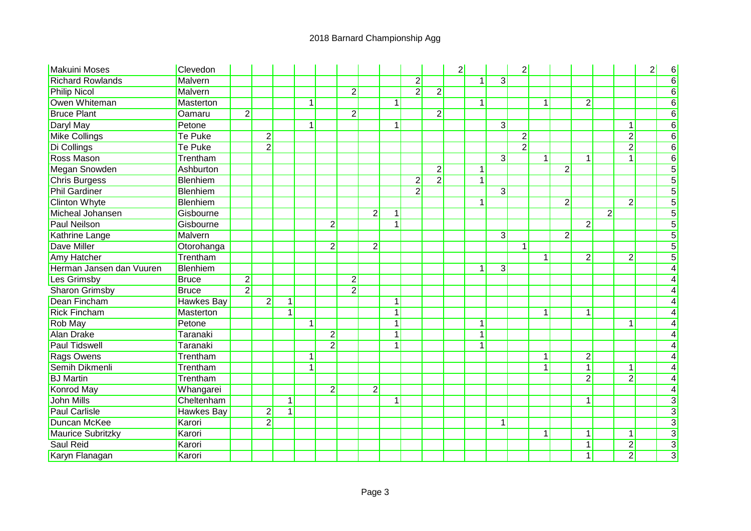# 2018 Barnard Championship Agg

| | | | | | | | | | | | | | | | | | | | | | | |
|---|---|---|---|---|---|---|---|---|---|---|---|---|---|---|---|---|---|---|---|---|---|---|
| Makuini Moses | Clevedon | | | | | | | | | | | 2 | | | 2 | | | | | | 2 | 6 |
| Richard Rowlands | Malvern | | | | | | | | | 2 | | | 1 | 3 | | | | | | | | 6 |
| Philip Nicol | Malvern | | | | | | 2 | | | 2 | 2 | | | | | | | | | | | 6 |
| Owen Whiteman | Masterton | | | | 1 | | | | 1 | | | | 1 | | | 1 | | 2 | | | | 6 |
| Bruce Plant | Oamaru | 2 | | | | | 2 | | | | 2 | | | | | | | | | | | 6 |
| Daryl May | Petone | | | | 1 | | | | 1 | | | | | 3 | | | | | | 1 | | 6 |
| Mike Collings | Te Puke | | 2 | | | | | | | | | | | | 2 | | | | | 2 | | 6 |
| Di Collings | Te Puke | | 2 | | | | | | | | | | | | 2 | | | | | 2 | | 6 |
| Ross Mason | Trentham | | | | | | | | | | | | | 3 | | 1 | | 1 | | 1 | | 6 |
| Megan Snowden | Ashburton | | | | | | | | | | 2 | | 1 | | | | 2 | | | | | 5 |
| Chris Burgess | Blenhiem | | | | | | | | | 2 | 2 | | 1 | | | | | | | | | 5 |
| Phil Gardiner | Blenhiem | | | | | | | | | 2 | | | | 3 | | | | | | | | 5 |
| Clinton Whyte | Blenhiem | | | | | | | | | | | | 1 | | | | 2 | | | 2 | | 5 |
| Micheal Johansen | Gisbourne | | | | | | | 2 | 1 | | | | | | | | | | 2 | | | 5 |
| Paul Neilson | Gisbourne | | | | | 2 | | | 1 | | | | | | | | | 2 | | | | 5 |
| Kathrine Lange | Malvern | | | | | | | | | | | | | 3 | | | 2 | | | | | 5 |
| Dave Miller | Otorohanga | | | | | 2 | | 2 | | | | | | | 1 | | | | | | | 5 |
| Amy Hatcher | Trentham | | | | | | | | | | | | | | | 1 | | 2 | | 2 | | 5 |
| Herman Jansen dan Vuuren | Blenhiem | | | | | | | | | | | | 1 | 3 | | | | | | | | 4 |
| Les Grimsby | Bruce | 2 | | | | | 2 | | | | | | | | | | | | | | | 4 |
| Sharon Grimsby | Bruce | 2 | | | | | 2 | | | | | | | | | | | | | | | 4 |
| Dean Fincham | Hawkes Bay | | 2 | 1 | | | | | 1 | | | | | | | | | | | | | 4 |
| Rick Fincham | Masterton | | | 1 | | | | | 1 | | | | | | | 1 | | 1 | | | | 4 |
| Rob May | Petone | | | | 1 | | | | 1 | | | | 1 | | | | | | | 1 | | 4 |
| Alan Drake | Taranaki | | | | | 2 | | | 1 | | | | 1 | | | | | | | | | 4 |
| Paul Tidswell | Taranaki | | | | | 2 | | | 1 | | | | 1 | | | | | | | | | 4 |
| Rags Owens | Trentham | | | | 1 | | | | | | | | | | | 1 | | 2 | | | | 4 |
| Semih Dikmenli | Trentham | | | | 1 | | | | | | | | | | | 1 | | 1 | | 1 | | 4 |
| BJ Martin | Trentham | | | | | | | | | | | | | | | | | 2 | | 2 | | 4 |
| Konrod May | Whangarei | | | | | 2 | | 2 | | | | | | | | | | | | | | 4 |
| John Mills | Cheltenham | | | 1 | | | | | 1 | | | | | | | | | 1 | | | | 3 |
| Paul Carlisle | Hawkes Bay | | 2 | 1 | | | | | | | | | | | | | | | | | | 3 |
| Duncan McKee | Karori | | 2 | | | | | | | | | | | 1 | | | | | | | | 3 |
| Maurice Subritzky | Karori | | | | | | | | | | | | | | | 1 | | 1 | | 1 | | 3 |
| Saul Reid | Karori | | | | | | | | | | | | | | | | | 1 | | 2 | | 3 |
| Karyn Flanagan | Karori | | | | | | | | | | | | | | | | | 1 | | 2 | | 3 |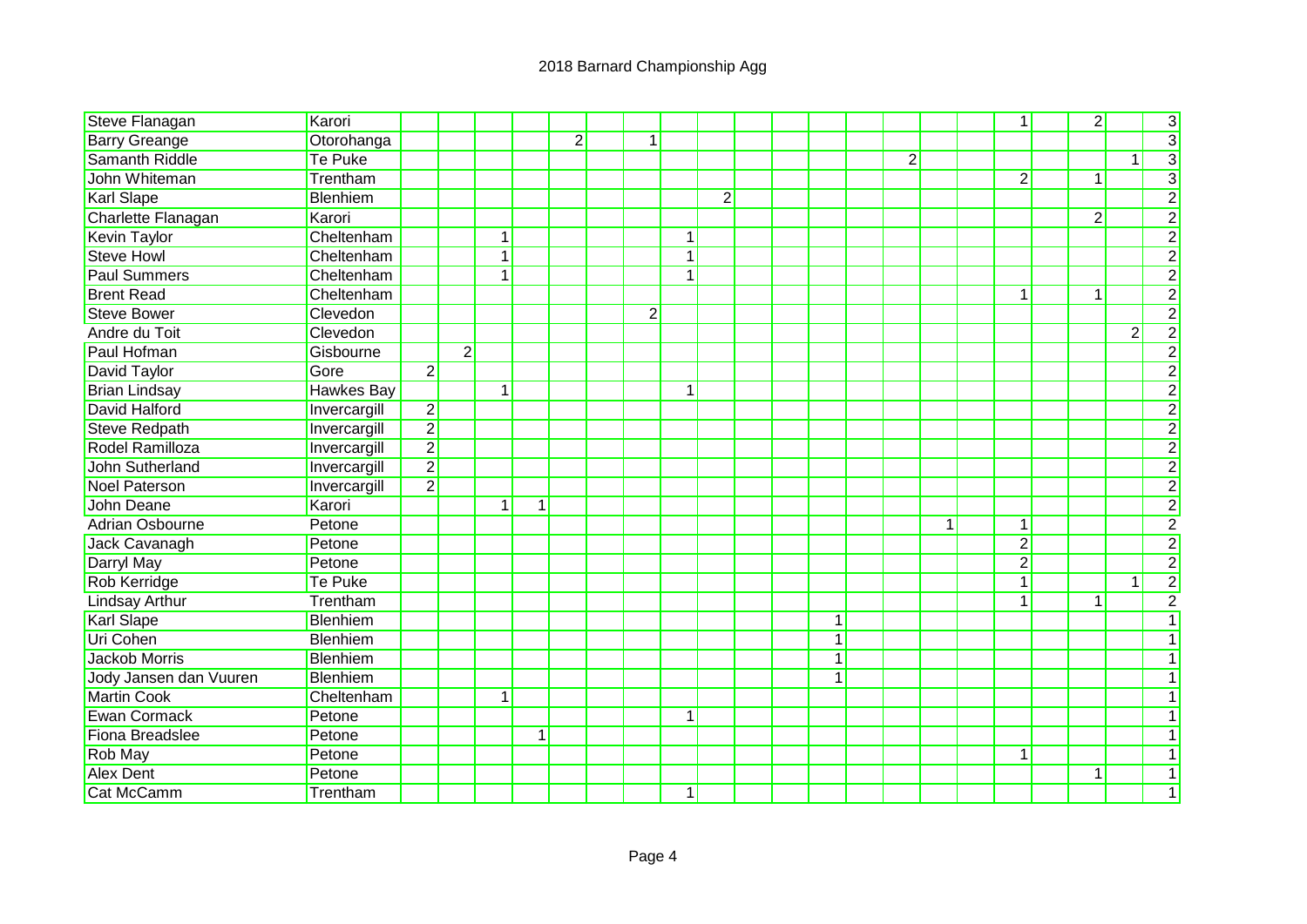# 2018 Barnard Championship Agg

| | | | | | | | | | | | | | | | | | | | | | | |
|---|---|---|---|---|---|---|---|---|---|---|---|---|---|---|---|---|---|---|---|---|---|---|
| Steve Flanagan | Karori | | | | | | | | | | | | | | | | 1 | | 2 | | | 3 |
| Barry Greange | Otorohanga | | | | | 2 | | 1 | | | | | | | | | | | | | | 3 |
| Samanth Riddle | Te Puke | | | | | | | | | | | | | | 2 | | | | | | 1 | 3 |
| John Whiteman | Trentham | | | | | | | | | | | | | | | | 2 | | 1 | | | 3 |
| Karl Slape | Blenhiem | | | | | | | | | 2 | | | | | | | | | | | | 2 |
| Charlette Flanagan | Karori | | | | | | | | | | | | | | | | | | 2 | | | 2 |
| Kevin Taylor | Cheltenham | | | 1 | | | | | 1 | | | | | | | | | | | | | 2 |
| Steve Howl | Cheltenham | | | 1 | | | | | 1 | | | | | | | | | | | | | 2 |
| Paul Summers | Cheltenham | | | 1 | | | | | 1 | | | | | | | | | | | | | 2 |
| Brent Read | Cheltenham | | | | | | | | | | | | | | | | 1 | | 1 | | | 2 |
| Steve Bower | Clevedon | | | | | | | 2 | | | | | | | | | | | | | | 2 |
| Andre du Toit | Clevedon | | | | | | | | | | | | | | | | | | | | 2 | 2 |
| Paul Hofman | Gisbourne | | 2 | | | | | | | | | | | | | | | | | | | 2 |
| David Taylor | Gore | 2 | | | | | | | | | | | | | | | | | | | | 2 |
| Brian Lindsay | Hawkes Bay | | | 1 | | | | | 1 | | | | | | | | | | | | | 2 |
| David Halford | Invercargill | 2 | | | | | | | | | | | | | | | | | | | | 2 |
| Steve Redpath | Invercargill | 2 | | | | | | | | | | | | | | | | | | | | 2 |
| Rodel Ramilloza | Invercargill | 2 | | | | | | | | | | | | | | | | | | | | 2 |
| John Sutherland | Invercargill | 2 | | | | | | | | | | | | | | | | | | | | 2 |
| Noel Paterson | Invercargill | 2 | | | | | | | | | | | | | | | | | | | | 2 |
| John Deane | Karori | | | 1 | 1 | | | | | | | | | | | | | | | | | 2 |
| Adrian Osbourne | Petone | | | | | | | | | | | | | | | 1 | | 1 | | | | 2 |
| Jack Cavanagh | Petone | | | | | | | | | | | | | | | | 2 | | | | | 2 |
| Darryl May | Petone | | | | | | | | | | | | | | | | 2 | | | | | 2 |
| Rob Kerridge | Te Puke | | | | | | | | | | | | | | | | 1 | | | | 1 | 2 |
| Lindsay Arthur | Trentham | | | | | | | | | | | | | | | | 1 | | 1 | | | 2 |
| Karl Slape | Blenhiem | | | | | | | | | | | | 1 | | | | | | | | | 1 |
| Uri Cohen | Blenhiem | | | | | | | | | | | | 1 | | | | | | | | | 1 |
| Jackob Morris | Blenhiem | | | | | | | | | | | | 1 | | | | | | | | | 1 |
| Jody Jansen dan Vuuren | Blenhiem | | | | | | | | | | | | 1 | | | | | | | | | 1 |
| Martin Cook | Cheltenham | | | 1 | | | | | | | | | | | | | | | | | | 1 |
| Ewan Cormack | Petone | | | | | | | | 1 | | | | | | | | | | | | | 1 |
| Fiona Breadslee | Petone | | | | 1 | | | | | | | | | | | | | | | | | 1 |
| Rob May | Petone | | | | | | | | | | | | | | | | 1 | | | | | 1 |
| Alex Dent | Petone | | | | | | | | | | | | | | | | | | 1 | | | 1 |
| Cat McCamm | Trentham | | | | | | | | 1 | | | | | | | | | | | | | 1 |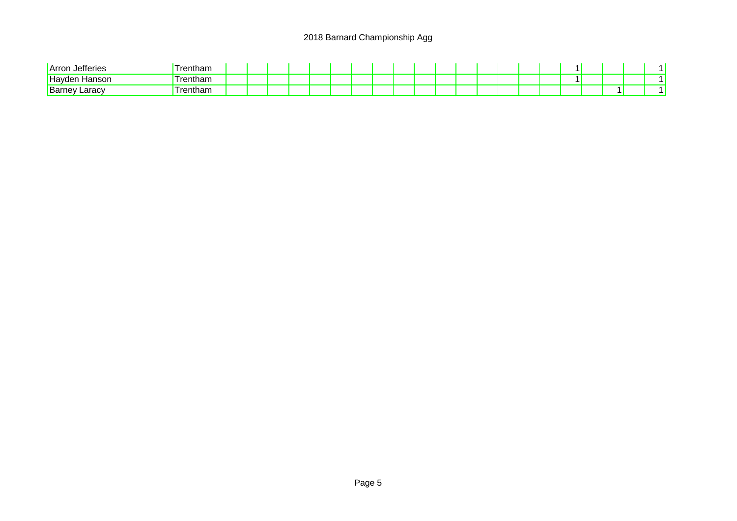2018 Barnard Championship Agg

| | | | | | | | | | | | | | | | | | | | | | | |
|---|---|---|---|---|---|---|---|---|---|---|---|---|---|---|---|---|---|---|---|---|---|---|
| Arron Jefferies | Trentham | | | | | | | | | | | | | | | | | 1 | | | | 1 |
| Hayden Hanson | Trentham | | | | | | | | | | | | | | | | | 1 | | | | 1 |
| Barney Laracy | Trentham | | | | | | | | | | | | | | | | | | | 1 | | 1 |